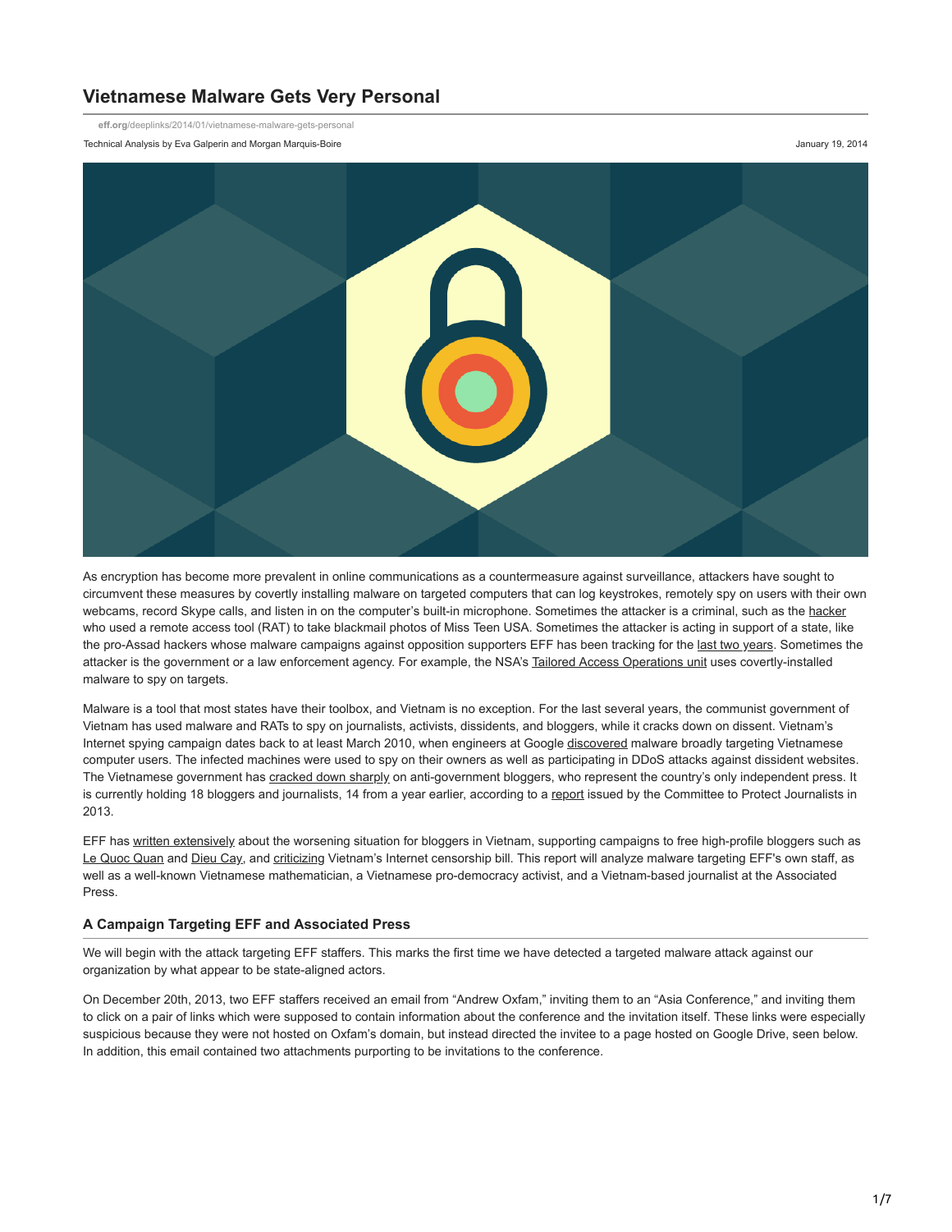# Vietnamese Malware Gets Very Personal

eff.org/deeplinks/2014/01/vietnamese-malware-gets-personal

Technical Analysis by Eva Galperin and Morgan Marquis-Boire

January 19, 2014

As encryption has become more prevalent in online communications as a countermeasure against surveillance, attackers have sought to circumvent these measures by covertly installing malware on targeted computers that can log keystrokes, remotely spy on users with their own webcams, record Skype calls, and listen in on the computer's built-in microphone. Sometimes the attacker is a criminal, such as the hacker who used a remote access tool (RAT) to take blackmail photos of Miss Teen USA. Sometimes the attacker is acting in support of a state, like the pro-Assad hackers whose malware campaigns against opposition supporters EFF has been tracking for the last two years. Sometimes the attacker is the government or a law enforcement agency. For example, the NSA's Tailored Access Operations unit uses covertly-installed malware to spy on targets.

Malware is a tool that most states have their toolbox, and Vietnam is no exception. For the last several years, the communist government of Vietnam has used malware and RATs to spy on journalists, activists, dissidents, and bloggers, while it cracks down on dissent. Vietnam's Internet spying campaign dates back to at least March 2010, when engineers at Google discovered malware broadly targeting Vietnamese computer users. The infected machines were used to spy on their owners as well as participating in DDoS attacks against dissident websites. The Vietnamese government has cracked down sharply on anti-government bloggers, who represent the country's only independent press. It is currently holding 18 bloggers and journalists, 14 from a year earlier, according to a report issued by the Committee to Protect Journalists in 2013.

EFF has written extensively about the worsening situation for bloggers in Vietnam, supporting campaigns to free high-profile bloggers such as Le Quoc Quan and Dieu Cay, and criticizing Vietnam's Internet censorship bill. This report will analyze malware targeting EFF's own staff, as well as a well-known Vietnamese mathematician, a Vietnamese pro-democracy activist, and a Vietnam-based journalist at the Associated Press.

### A Campaign Targeting EFF and Associated Press

We will begin with the attack targeting EFF staffers. This marks the first time we have detected a targeted malware attack against our organization by what appear to be state-aligned actors.

On December 20th, 2013, two EFF staffers received an email from "Andrew Oxfam," inviting them to an "Asia Conference," and inviting them to click on a pair of links which were supposed to contain information about the conference and the invitation itself. These links were especially suspicious because they were not hosted on Oxfam's domain, but instead directed the invitee to a page hosted on Google Drive, seen below. In addition, this email contained two attachments purporting to be invitations to the conference.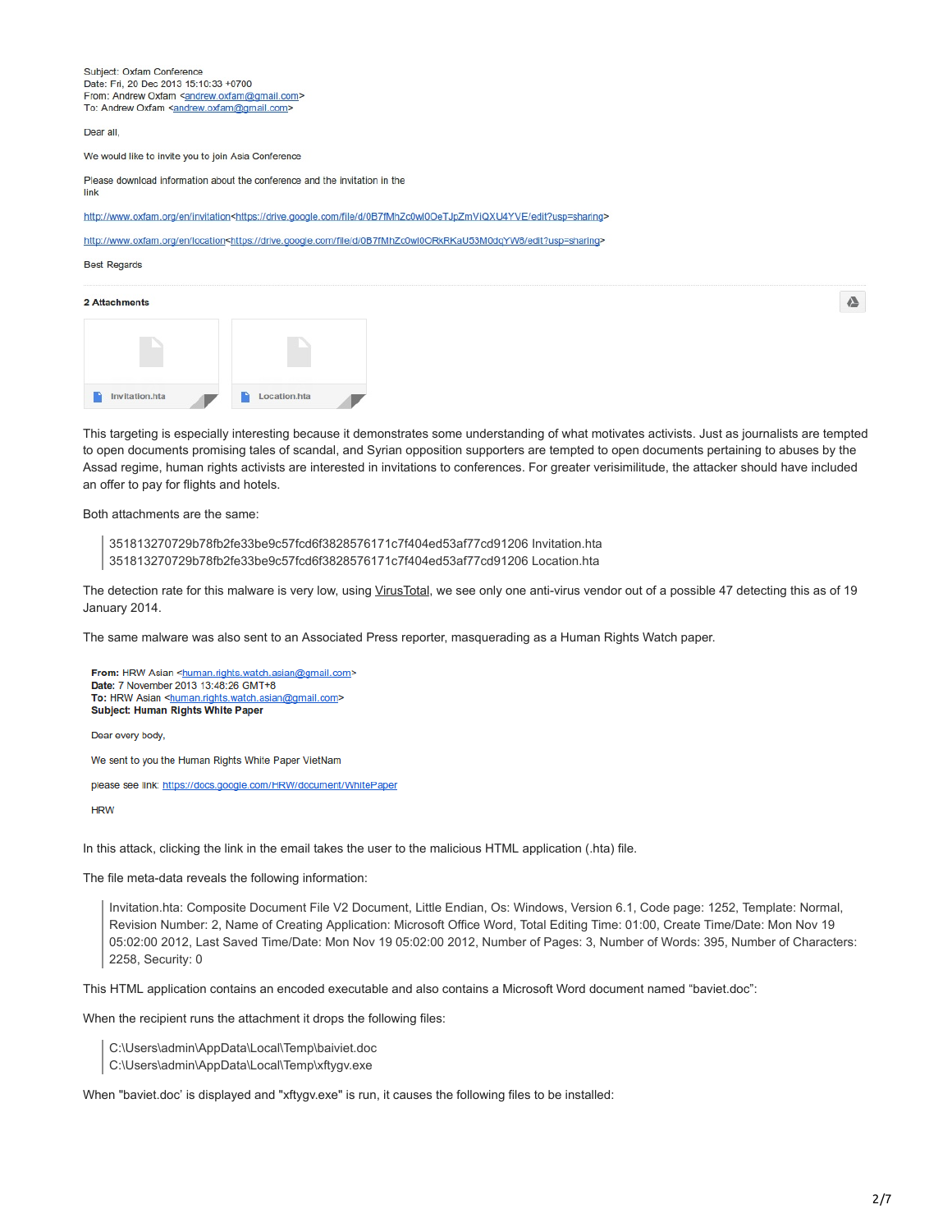Subject: Oxfam Conference
Date: Fri, 20 Dec 2013 15:10:33 +0700
From: Andrew Oxfam <andrew.oxfam@gmail.com>
To: Andrew Oxfam <andrew.oxfam@gmail.com>

Dear all,

We would like to invite you to join Asia Conference

Please download information about the conference and the invitation in the link

http://www.oxfam.org/en/invitation<https://drive.google.com/file/d/0B7fMhZc0wl0OeTJpZmViQXU4YVE/edit?usp=sharing>

http://www.oxfam.org/en/location<https://drive.google.com/file/d/0B7fMhZc0wl0CRkRKaU53M0dqYW8/edit?usp=sharing>

Best Regards

**2 Attachments**

Invitation.hta

Location.hta

This targeting is especially interesting because it demonstrates some understanding of what motivates activists. Just as journalists are tempted to open documents promising tales of scandal, and Syrian opposition supporters are tempted to open documents pertaining to abuses by the Assad regime, human rights activists are interested in invitations to conferences. For greater verisimilitude, the attacker should have included an offer to pay for flights and hotels.

Both attachments are the same:

> 351813270729b78fb2fe33be9c57fcd6f3828576171c7f404ed53af77cd91206 Invitation.hta
> 351813270729b78fb2fe33be9c57fcd6f3828576171c7f404ed53af77cd91206 Location.hta

The detection rate for this malware is very low, using VirusTotal, we see only one anti-virus vendor out of a possible 47 detecting this as of 19 January 2014.

The same malware was also sent to an Associated Press reporter, masquerading as a Human Rights Watch paper.

**From:** HRW Asian <human.rights.watch.asian@gmail.com>
**Date:** 7 November 2013 13:48:26 GMT+8
**To:** HRW Asian <human.rights.watch.asian@gmail.com>
**Subject: Human Rights White Paper**

Dear every body,

We sent to you the Human Rights White Paper VietNam

please see link: https://docs.google.com/HRW/document/WhitePaper

HRW

In this attack, clicking the link in the email takes the user to the malicious HTML application (.hta) file.

The file meta-data reveals the following information:

> Invitation.hta: Composite Document File V2 Document, Little Endian, Os: Windows, Version 6.1, Code page: 1252, Template: Normal, Revision Number: 2, Name of Creating Application: Microsoft Office Word, Total Editing Time: 01:00, Create Time/Date: Mon Nov 19 05:02:00 2012, Last Saved Time/Date: Mon Nov 19 05:02:00 2012, Number of Pages: 3, Number of Words: 395, Number of Characters: 2258, Security: 0

This HTML application contains an encoded executable and also contains a Microsoft Word document named "baviet.doc":

When the recipient runs the attachment it drops the following files:

> C:\Users\admin\AppData\Local\Temp\baiviet.doc
> C:\Users\admin\AppData\Local\Temp\xftygv.exe

When "baviet.doc' is displayed and "xftygv.exe" is run, it causes the following files to be installed: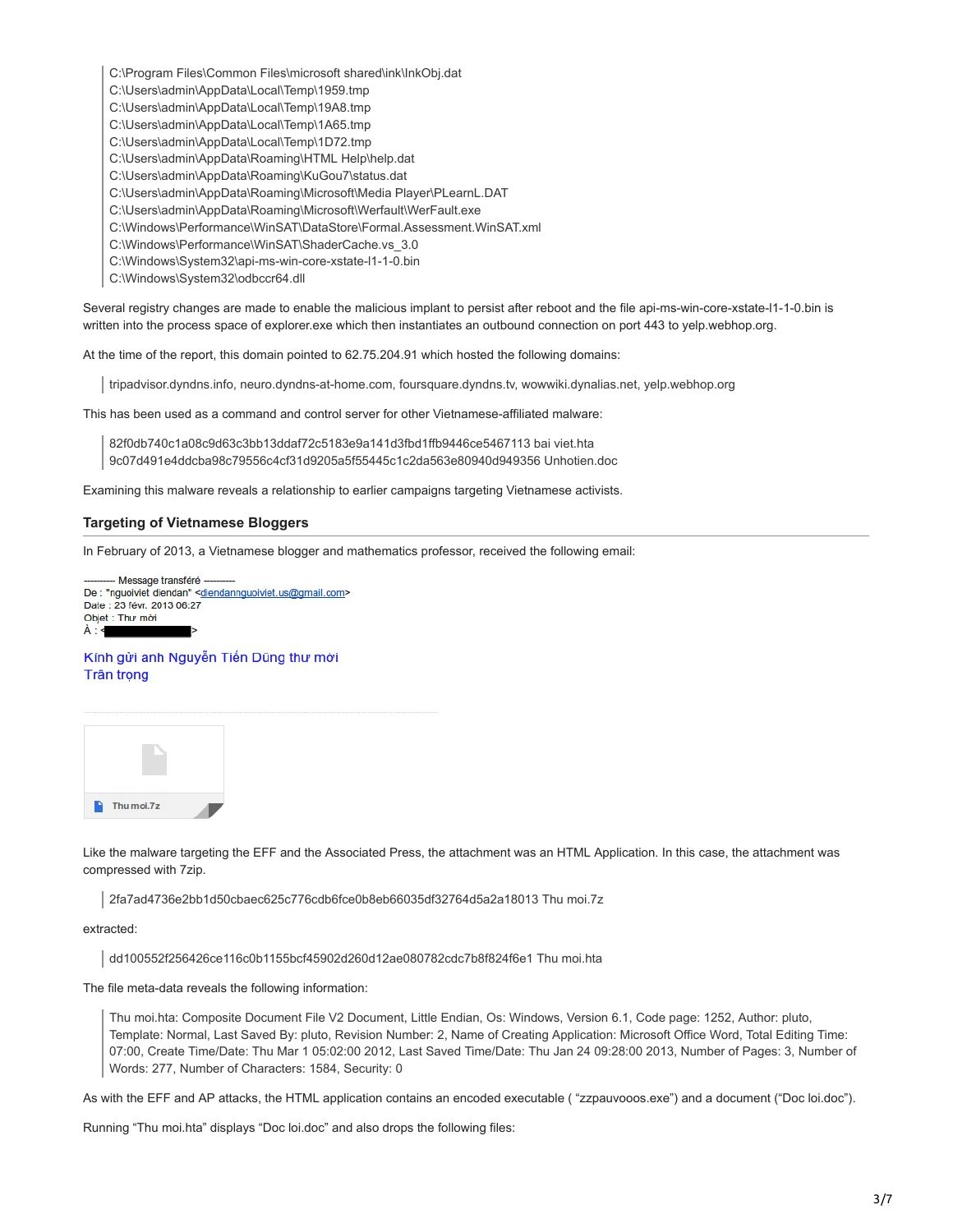```
C:\Program Files\Common Files\microsoft shared\ink\InkObj.dat
C:\Users\admin\AppData\Local\Temp\1959.tmp
C:\Users\admin\AppData\Local\Temp\19A8.tmp
C:\Users\admin\AppData\Local\Temp\1A65.tmp
C:\Users\admin\AppData\Local\Temp\1D72.tmp
C:\Users\admin\AppData\Roaming\HTML Help\help.dat
C:\Users\admin\AppData\Roaming\KuGou7\status.dat
C:\Users\admin\AppData\Roaming\Microsoft\Media Player\PLearnL.DAT
C:\Users\admin\AppData\Roaming\Microsoft\Werfault\WerFault.exe
C:\Windows\Performance\WinSAT\DataStore\Formal.Assessment.WinSAT.xml
C:\Windows\Performance\WinSAT\ShaderCache.vs_3.0
C:\Windows\System32\api-ms-win-core-xstate-l1-1-0.bin
C:\Windows\System32\odbccr64.dll
```

Several registry changes are made to enable the malicious implant to persist after reboot and the file api-ms-win-core-xstate-l1-1-0.bin is written into the process space of explorer.exe which then instantiates an outbound connection on port 443 to yelp.webhop.org.

At the time of the report, this domain pointed to 62.75.204.91 which hosted the following domains:

> tripadvisor.dyndns.info, neuro.dyndns-at-home.com, foursquare.dyndns.tv, wowwiki.dynalias.net, yelp.webhop.org

This has been used as a command and control server for other Vietnamese-affiliated malware:

```
82f0db740c1a08c9d63c3bb13ddaf72c5183e9a141d3fbd1ffb9446ce5467113 bai viet.hta
9c07d491e4ddcba98c79556c4cf31d9205a5f55445c1c2da563e80940d949356 Unhotien.doc
```

Examining this malware reveals a relationship to earlier campaigns targeting Vietnamese activists.

## Targeting of Vietnamese Bloggers

In February of 2013, a Vietnamese blogger and mathematics professor, received the following email:

---------- Message transféré ----------
De : "nguoiviet diendan" <diendannguoiviet.us@gmail.com>
Date : 23 févr. 2013 06:27
Objet : Thư mời
À : <[redacted]>

Kính gửi anh Nguyễn Tiến Dũng thư mời
Trân trọng

Thu moi.7z

Like the malware targeting the EFF and the Associated Press, the attachment was an HTML Application. In this case, the attachment was compressed with 7zip.

```
2fa7ad4736e2bb1d50cbaec625c776cdb6fce0b8eb66035df32764d5a2a18013 Thu moi.7z
```

extracted:

```
dd100552f256426ce116c0b1155bcf45902d260d12ae080782cdc7b8f824f6e1 Thu moi.hta
```

The file meta-data reveals the following information:

> Thu moi.hta: Composite Document File V2 Document, Little Endian, Os: Windows, Version 6.1, Code page: 1252, Author: pluto, Template: Normal, Last Saved By: pluto, Revision Number: 2, Name of Creating Application: Microsoft Office Word, Total Editing Time: 07:00, Create Time/Date: Thu Mar 1 05:02:00 2012, Last Saved Time/Date: Thu Jan 24 09:28:00 2013, Number of Pages: 3, Number of Words: 277, Number of Characters: 1584, Security: 0

As with the EFF and AP attacks, the HTML application contains an encoded executable ( "zzpauvooos.exe") and a document ("Doc loi.doc").

Running "Thu moi.hta" displays "Doc loi.doc" and also drops the following files: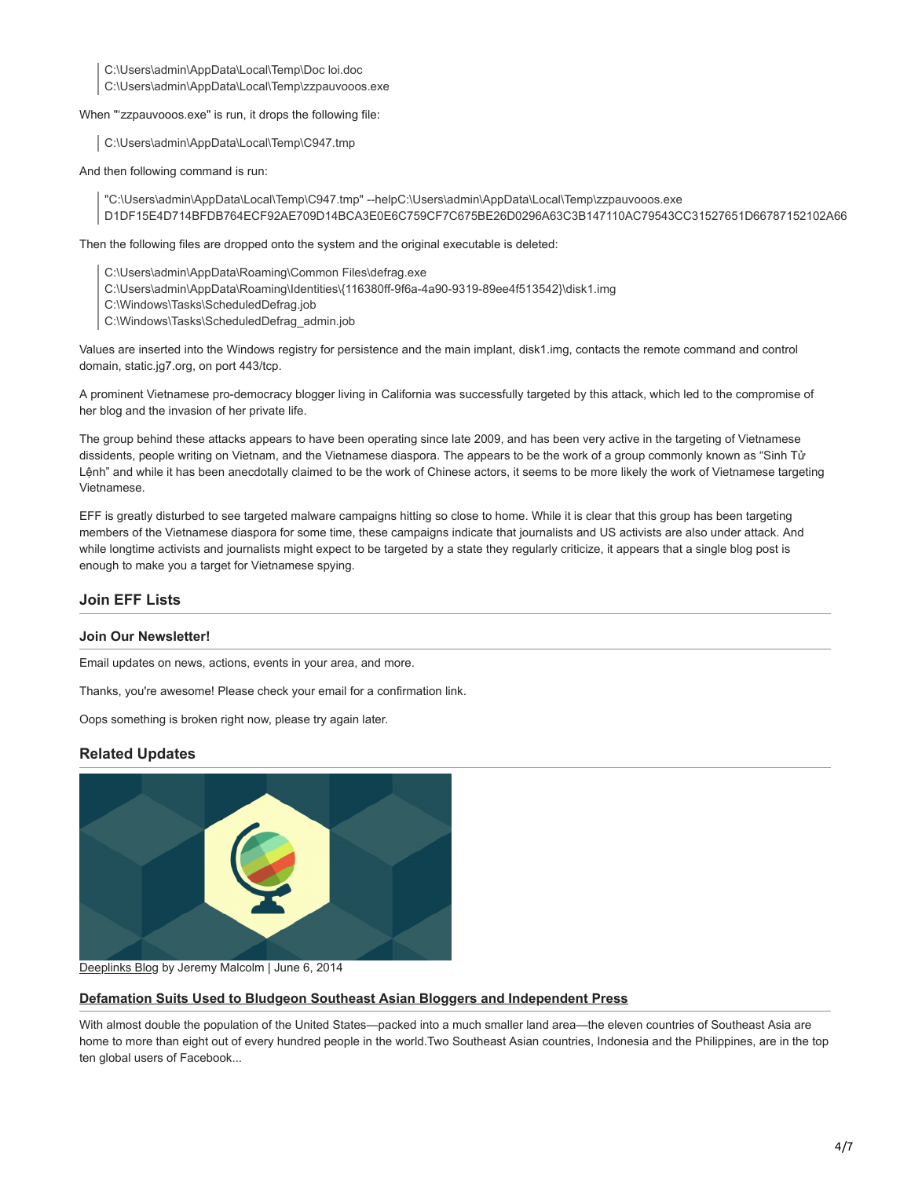> C:\Users\admin\AppData\Local\Temp\Doc loi.doc
> C:\Users\admin\AppData\Local\Temp\zzpauvooos.exe

When "'zzpauvooos.exe" is run, it drops the following file:

> C:\Users\admin\AppData\Local\Temp\C947.tmp

And then following command is run:

> "C:\Users\admin\AppData\Local\Temp\C947.tmp" --helpC:\Users\admin\AppData\Local\Temp\zzpauvooos.exe
> D1DF15E4D714BFDB764ECF92AE709D14BCA3E0E6C759CF7C675BE26D0296A63C3B147110AC79543CC31527651D66787152102A66

Then the following files are dropped onto the system and the original executable is deleted:

> C:\Users\admin\AppData\Roaming\Common Files\defrag.exe
> C:\Users\admin\AppData\Roaming\Identities\{116380ff-9f6a-4a90-9319-89ee4f513542}\disk1.img
> C:\Windows\Tasks\ScheduledDefrag.job
> C:\Windows\Tasks\ScheduledDefrag_admin.job

Values are inserted into the Windows registry for persistence and the main implant, disk1.img, contacts the remote command and control domain, static.jg7.org, on port 443/tcp.

A prominent Vietnamese pro-democracy blogger living in California was successfully targeted by this attack, which led to the compromise of her blog and the invasion of her private life.

The group behind these attacks appears to have been operating since late 2009, and has been very active in the targeting of Vietnamese dissidents, people writing on Vietnam, and the Vietnamese diaspora. The appears to be the work of a group commonly known as "Sinh Tử Lệnh" and while it has been anecdotally claimed to be the work of Chinese actors, it seems to be more likely the work of Vietnamese targeting Vietnamese.

EFF is greatly disturbed to see targeted malware campaigns hitting so close to home. While it is clear that this group has been targeting members of the Vietnamese diaspora for some time, these campaigns indicate that journalists and US activists are also under attack. And while longtime activists and journalists might expect to be targeted by a state they regularly criticize, it appears that a single blog post is enough to make you a target for Vietnamese spying.

## Join EFF Lists

### Join Our Newsletter!

Email updates on news, actions, events in your area, and more.

Thanks, you're awesome! Please check your email for a confirmation link.

Oops something is broken right now, please try again later.

## Related Updates

Deeplinks Blog by Jeremy Malcolm | June 6, 2014

### Defamation Suits Used to Bludgeon Southeast Asian Bloggers and Independent Press

With almost double the population of the United States—packed into a much smaller land area—the eleven countries of Southeast Asia are home to more than eight out of every hundred people in the world.Two Southeast Asian countries, Indonesia and the Philippines, are in the top ten global users of Facebook...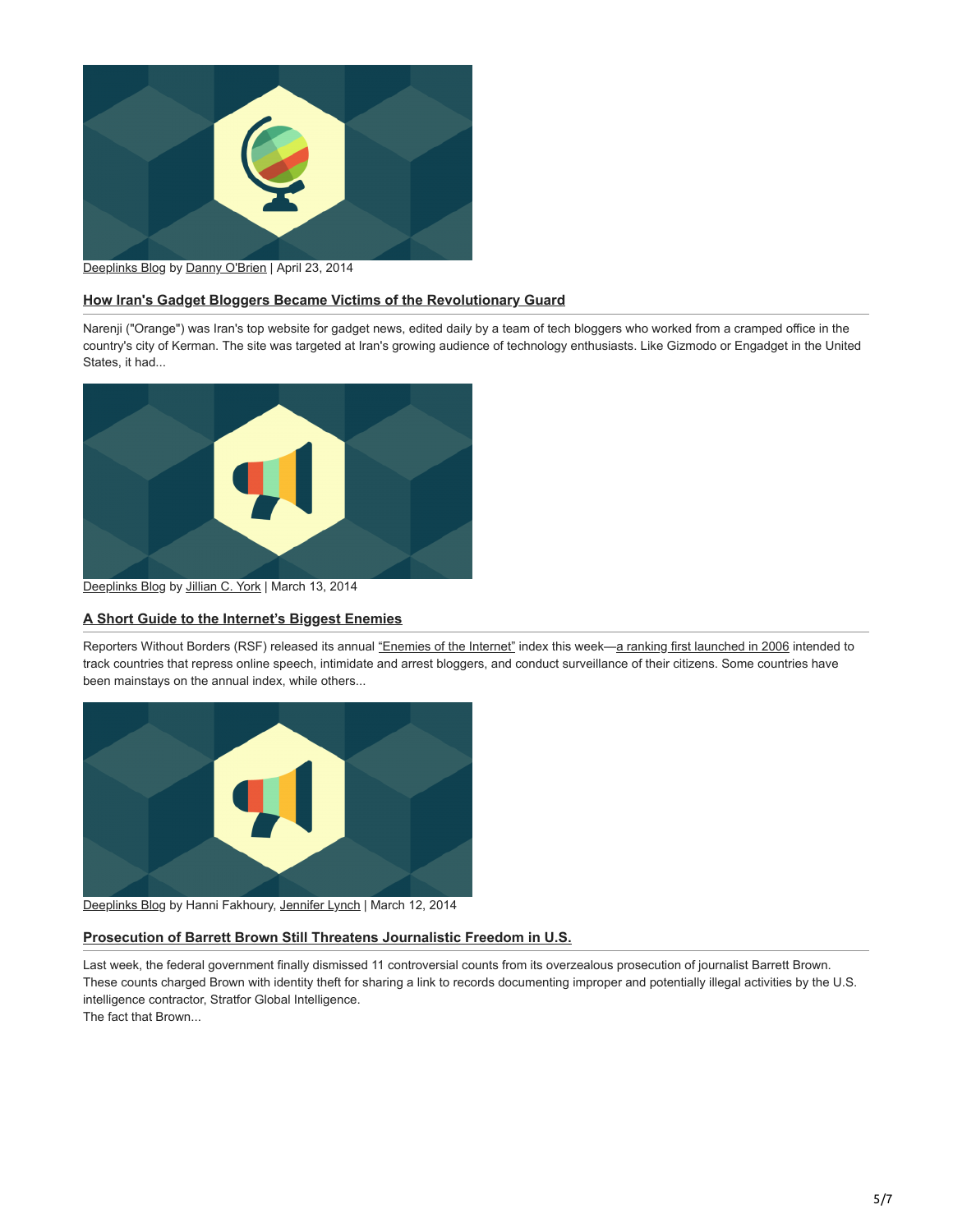Deeplinks Blog by Danny O'Brien | April 23, 2014

### How Iran's Gadget Bloggers Became Victims of the Revolutionary Guard

Narenji ("Orange") was Iran's top website for gadget news, edited daily by a team of tech bloggers who worked from a cramped office in the country's city of Kerman. The site was targeted at Iran's growing audience of technology enthusiasts. Like Gizmodo or Engadget in the United States, it had...

Deeplinks Blog by Jillian C. York | March 13, 2014

### A Short Guide to the Internet's Biggest Enemies

Reporters Without Borders (RSF) released its annual "Enemies of the Internet" index this week—a ranking first launched in 2006 intended to track countries that repress online speech, intimidate and arrest bloggers, and conduct surveillance of their citizens. Some countries have been mainstays on the annual index, while others...

Deeplinks Blog by Hanni Fakhoury, Jennifer Lynch | March 12, 2014

### Prosecution of Barrett Brown Still Threatens Journalistic Freedom in U.S.

Last week, the federal government finally dismissed 11 controversial counts from its overzealous prosecution of journalist Barrett Brown. These counts charged Brown with identity theft for sharing a link to records documenting improper and potentially illegal activities by the U.S. intelligence contractor, Stratfor Global Intelligence.
The fact that Brown...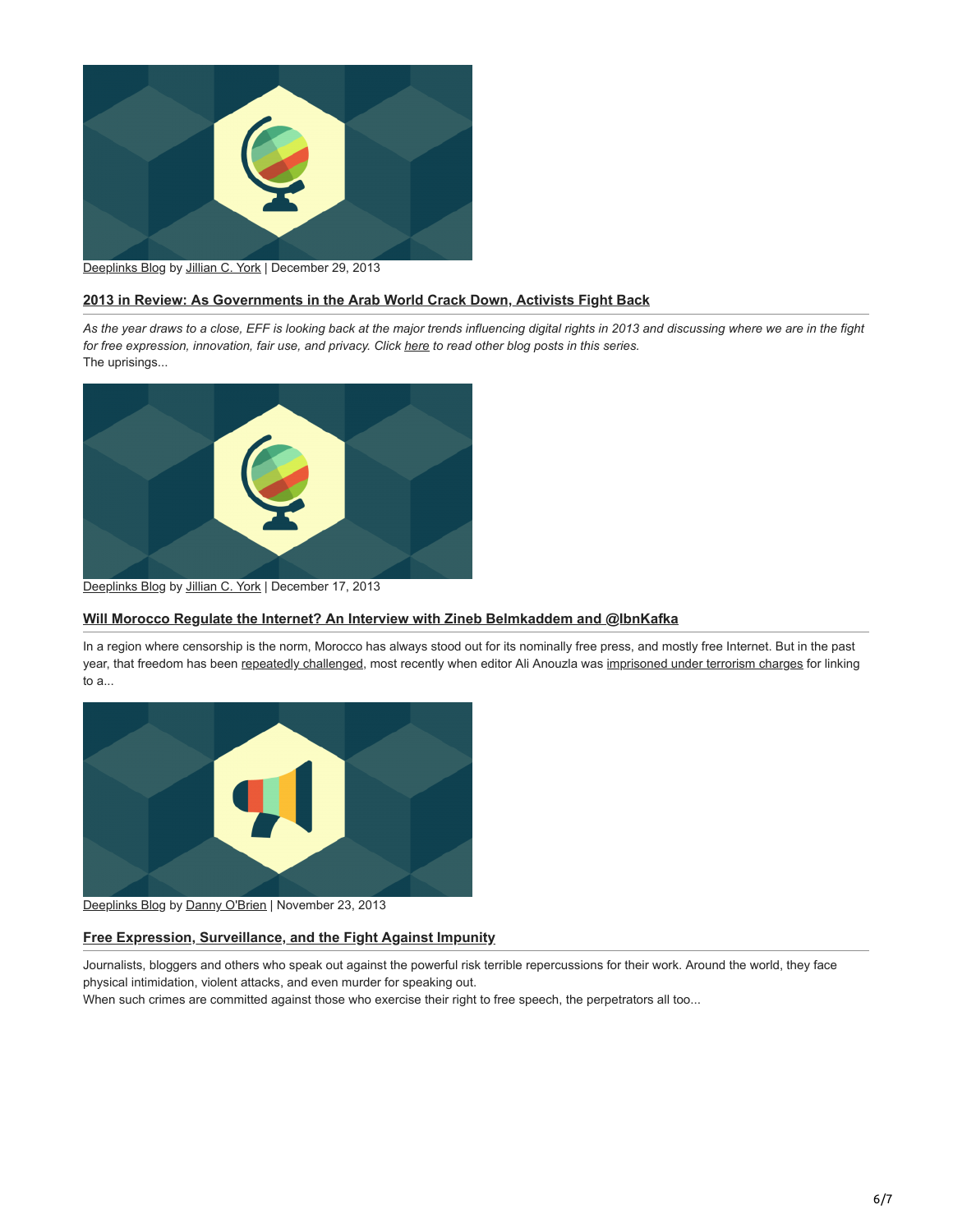Deeplinks Blog by Jillian C. York | December 29, 2013

### 2013 in Review: As Governments in the Arab World Crack Down, Activists Fight Back

*As the year draws to a close, EFF is looking back at the major trends influencing digital rights in 2013 and discussing where we are in the fight for free expression, innovation, fair use, and privacy. Click here to read other blog posts in this series.*
The uprisings...

Deeplinks Blog by Jillian C. York | December 17, 2013

### Will Morocco Regulate the Internet? An Interview with Zineb Belmkaddem and @IbnKafka

In a region where censorship is the norm, Morocco has always stood out for its nominally free press, and mostly free Internet. But in the past year, that freedom has been repeatedly challenged, most recently when editor Ali Anouzla was imprisoned under terrorism charges for linking to a...

Deeplinks Blog by Danny O'Brien | November 23, 2013

### Free Expression, Surveillance, and the Fight Against Impunity

Journalists, bloggers and others who speak out against the powerful risk terrible repercussions for their work. Around the world, they face physical intimidation, violent attacks, and even murder for speaking out.
When such crimes are committed against those who exercise their right to free speech, the perpetrators all too...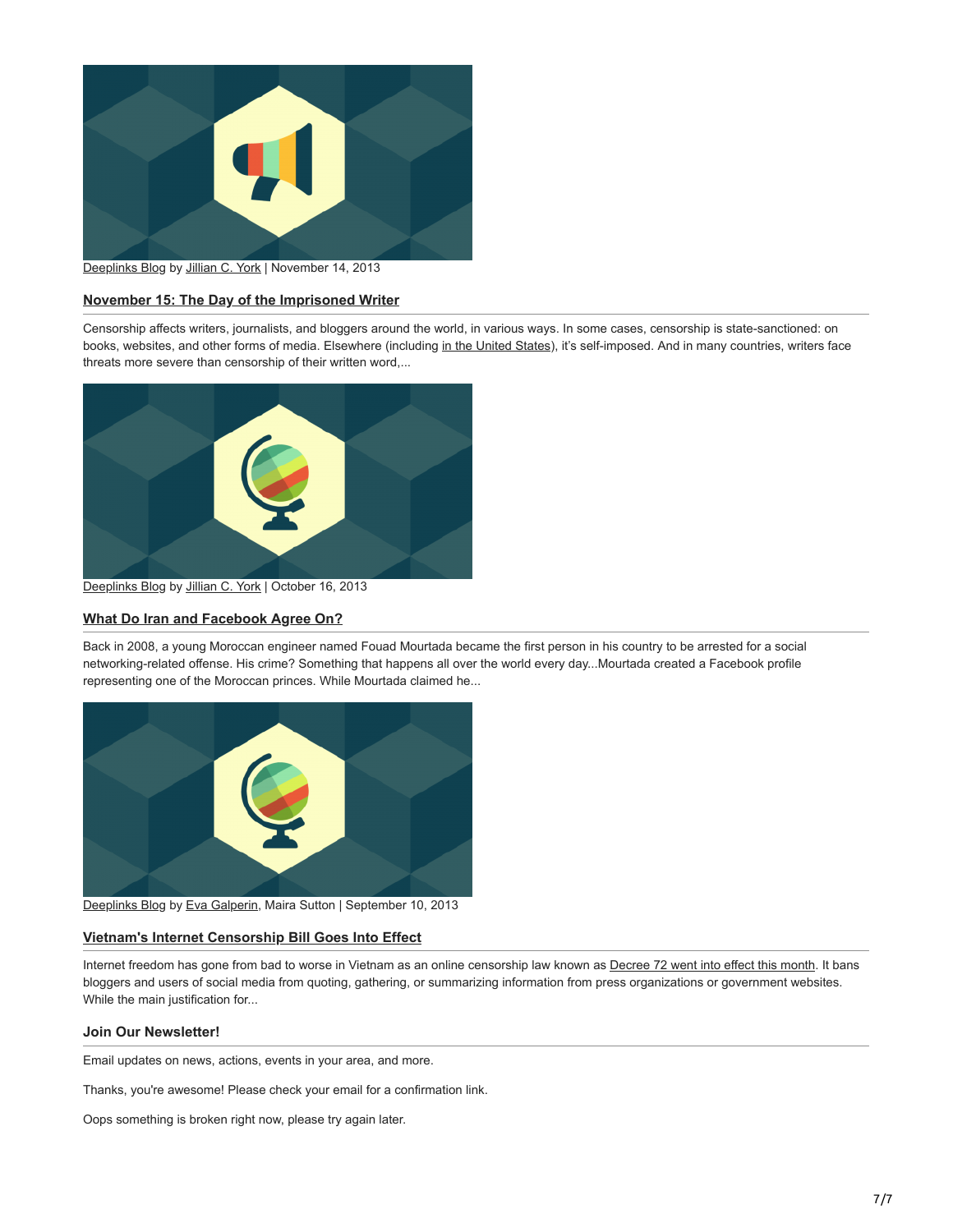Deeplinks Blog by Jillian C. York | November 14, 2013

### November 15: The Day of the Imprisoned Writer

Censorship affects writers, journalists, and bloggers around the world, in various ways. In some cases, censorship is state-sanctioned: on books, websites, and other forms of media. Elsewhere (including in the United States), it's self-imposed. And in many countries, writers face threats more severe than censorship of their written word,...

Deeplinks Blog by Jillian C. York | October 16, 2013

### What Do Iran and Facebook Agree On?

Back in 2008, a young Moroccan engineer named Fouad Mourtada became the first person in his country to be arrested for a social networking-related offense. His crime? Something that happens all over the world every day...Mourtada created a Facebook profile representing one of the Moroccan princes. While Mourtada claimed he...

Deeplinks Blog by Eva Galperin, Maira Sutton | September 10, 2013

### Vietnam's Internet Censorship Bill Goes Into Effect

Internet freedom has gone from bad to worse in Vietnam as an online censorship law known as Decree 72 went into effect this month. It bans bloggers and users of social media from quoting, gathering, or summarizing information from press organizations or government websites. While the main justification for...

### Join Our Newsletter!

Email updates on news, actions, events in your area, and more.

Thanks, you're awesome! Please check your email for a confirmation link.

Oops something is broken right now, please try again later.